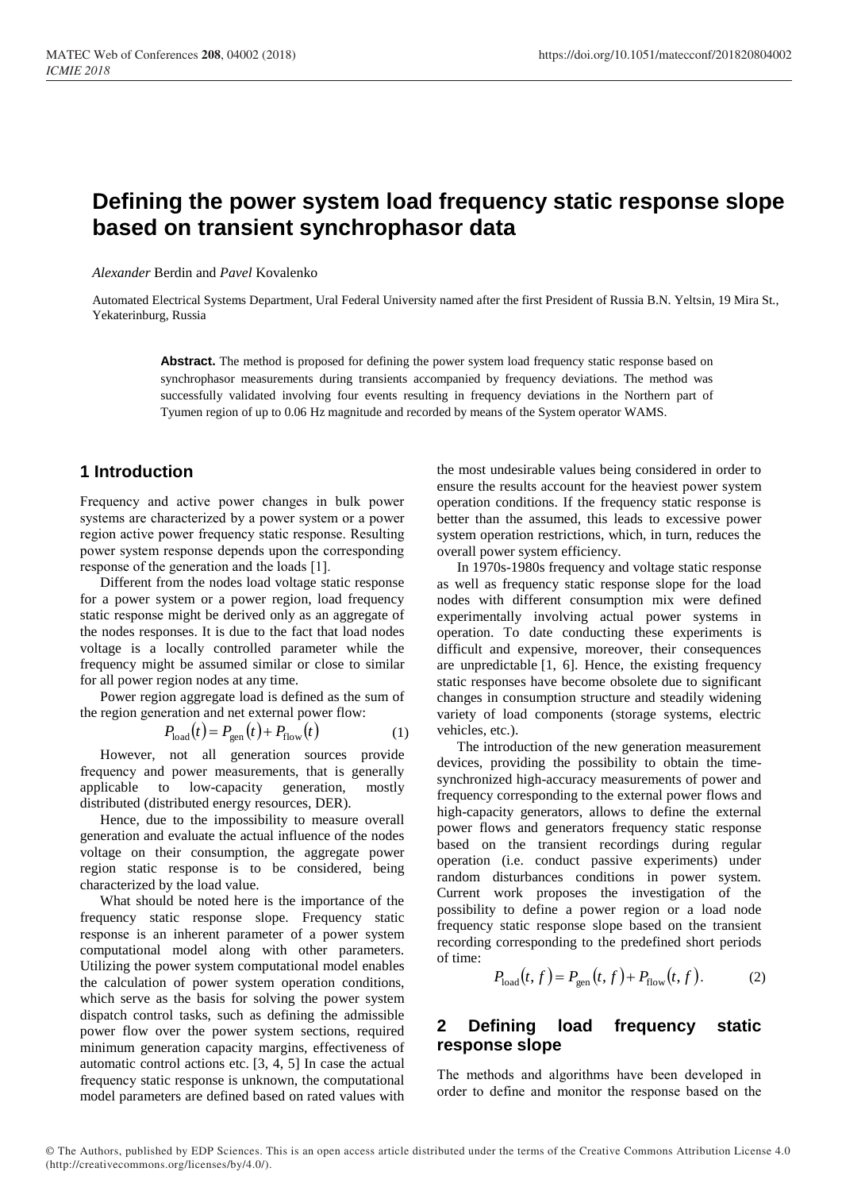# Defining the power system load frequency static response slope based on transient synchrophasor data

*Alexander* Berdin and *Pavel* Kovalenko

Automated Electrical Systems Department, Ural Federal University named after the first President of Russia B.N. Yeltsin, 19 Mira St., Yekaterinburg, Russia

**Abstract.** The method is proposed for defining the power system load frequency static response based on synchrophasor measurements during transients accompanied by frequency deviations. The method was successfully validated involving four events resulting in frequency deviations in the Northern part of Tyumen region of up to 0.06 Hz magnitude and recorded by means of the System operator WAMS.

## 1 Introduction

Frequency and active power changes in bulk power systems are characterized by a power system or a power region active power frequency static response. Resulting power system response depends upon the corresponding response of the generation and the loads [1].

Different from the nodes load voltage static response for a power system or a power region, load frequency static response might be derived only as an aggregate of the nodes responses. It is due to the fact that load nodes voltage is a locally controlled parameter while the frequency might be assumed similar or close to similar for all power region nodes at any time.

Power region aggregate load is defined as the sum of the region generation and net external power flow:

$$P_{\text{load}}(t) = P_{\text{gen}}(t) + P_{\text{flow}}(t) \tag{1}$$

However, not all generation sources provide frequency and power measurements, that is generally applicable to low-capacity generation, mostly distributed (distributed energy resources, DER).

Hence, due to the impossibility to measure overall generation and evaluate the actual influence of the nodes voltage on their consumption, the aggregate power region static response is to be considered, being characterized by the load value.

What should be noted here is the importance of the frequency static response slope. Frequency static response is an inherent parameter of a power system computational model along with other parameters. Utilizing the power system computational model enables the calculation of power system operation conditions, which serve as the basis for solving the power system dispatch control tasks, such as defining the admissible power flow over the power system sections, required minimum generation capacity margins, effectiveness of automatic control actions etc. [3, 4, 5] In case the actual frequency static response is unknown, the computational model parameters are defined based on rated values with the most undesirable values being considered in order to ensure the results account for the heaviest power system operation conditions. If the frequency static response is better than the assumed, this leads to excessive power system operation restrictions, which, in turn, reduces the overall power system efficiency.

In 1970s-1980s frequency and voltage static response as well as frequency static response slope for the load nodes with different consumption mix were defined experimentally involving actual power systems in operation. To date conducting these experiments is difficult and expensive, moreover, their consequences are unpredictable [1, 6]. Hence, the existing frequency static responses have become obsolete due to significant changes in consumption structure and steadily widening variety of load components (storage systems, electric vehicles, etc.).

The introduction of the new generation measurement devices, providing the possibility to obtain the time-synchronized high-accuracy measurements of power and frequency corresponding to the external power flows and high-capacity generators, allows to define the external power flows and generators frequency static response based on the transient recordings during regular operation (i.e. conduct passive experiments) under random disturbances conditions in power system. Current work proposes the investigation of the possibility to define a power region or a load node frequency static response slope based on the transient recording corresponding to the predefined short periods of time:

$$P_{\text{load}}(t, f) = P_{\text{gen}}(t, f) + P_{\text{flow}}(t, f). \tag{2}$$

## 2 Defining load frequency static response slope

The methods and algorithms have been developed in order to define and monitor the response based on the

© The Authors, published by EDP Sciences. This is an open access article distributed under the terms of the Creative Commons Attribution License 4.0 (http://creativecommons.org/licenses/by/4.0/).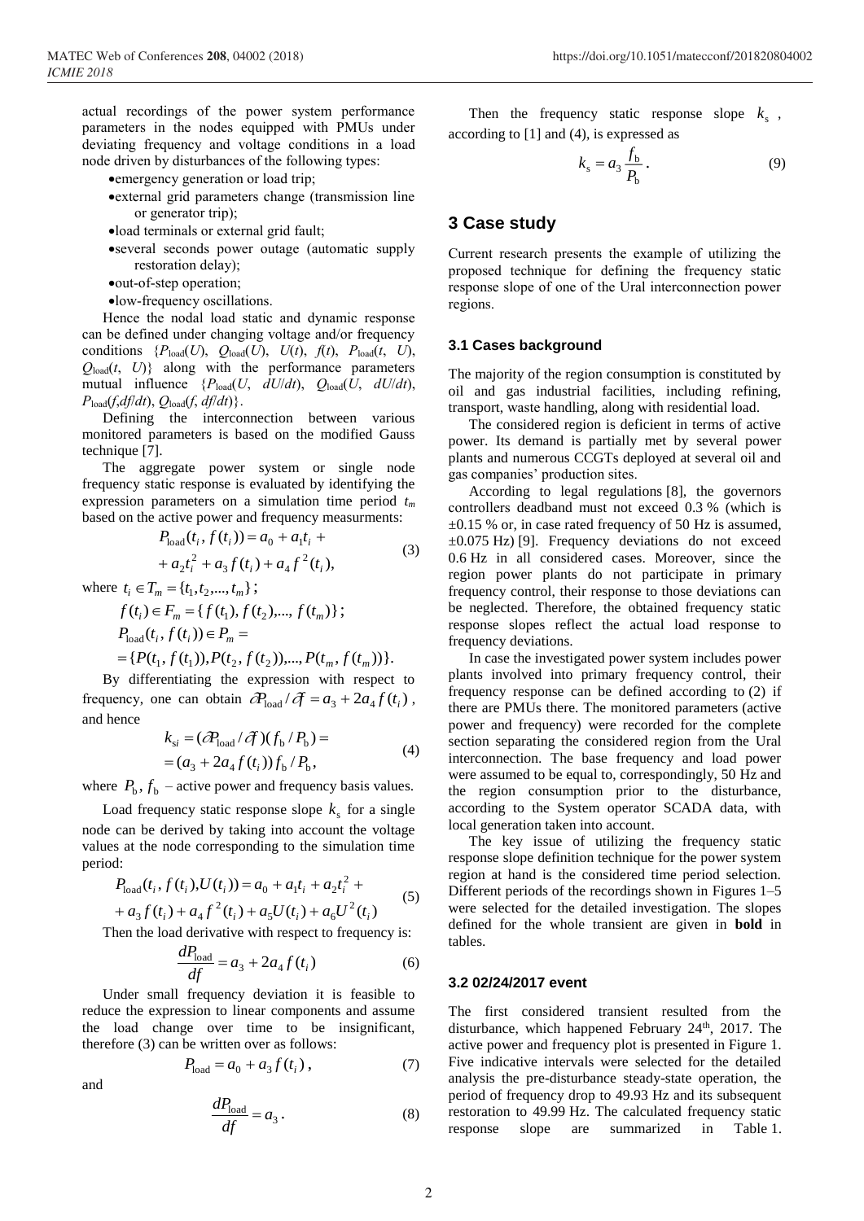actual recordings of the power system performance parameters in the nodes equipped with PMUs under deviating frequency and voltage conditions in a load node driven by disturbances of the following types:

- emergency generation or load trip;
- external grid parameters change (transmission line or generator trip);
- load terminals or external grid fault;
- several seconds power outage (automatic supply restoration delay);
- out-of-step operation;
- low-frequency oscillations.

Hence the nodal load static and dynamic response can be defined under changing voltage and/or frequency conditions $\{P_{\text{load}}(U),\ Q_{\text{load}}(U),\ U(t),\ f(t),\ P_{\text{load}}(t,\ U),\ Q_{\text{load}}(t,\ U)\}$ along with the performance parameters mutual influence $\{P_{\text{load}}(U,\ dU/dt),\ Q_{\text{load}}(U,\ dU/dt),\ P_{\text{load}}(f, df/dt),\ Q_{\text{load}}(f,\ df/dt)\}$.

Defining the interconnection between various monitored parameters is based on the modified Gauss technique [7].

The aggregate power system or single node frequency static response is evaluated by identifying the expression parameters on a simulation time period $t_m$ based on the active power and frequency measurments:

$$P_{\text{load}}(t_i, f(t_i)) = a_0 + a_1 t_i + a_2 t_i^2 + a_3 f(t_i) + a_4 f^2(t_i), \tag{3}$$

where $t_i \in T_m = \{t_1, t_2, ..., t_m\}$;

$f(t_i) \in F_m = \{f(t_1), f(t_2), ..., f(t_m)\}$;

$P_{\text{load}}(t_i, f(t_i)) \in P_m = \{P(t_1, f(t_1)), P(t_2, f(t_2)), ..., P(t_m, f(t_m))\}$.

By differentiating the expression with respect to frequency, one can obtain $\partial P_{\text{load}} / \partial f = a_3 + 2a_4 f(t_i)$, and hence

$$k_{si} = (\partial P_{\text{load}} / \partial f)(f_\text{b} / P_\text{b}) = (a_3 + 2a_4 f(t_i)) f_\text{b} / P_\text{b}, \tag{4}$$

where $P_\text{b}$, $f_\text{b}$ – active power and frequency basis values.

Load frequency static response slope $k_\text{s}$ for a single node can be derived by taking into account the voltage values at the node corresponding to the simulation time period:

$$P_{\text{load}}(t_i, f(t_i), U(t_i)) = a_0 + a_1 t_i + a_2 t_i^2 + a_3 f(t_i) + a_4 f^2(t_i) + a_5 U(t_i) + a_6 U^2(t_i) \tag{5}$$

Then the load derivative with respect to frequency is:

$$\frac{dP_{\text{load}}}{df} = a_3 + 2a_4 f(t_i) \tag{6}$$

Under small frequency deviation it is feasible to reduce the expression to linear components and assume the load change over time to be insignificant, therefore (3) can be written over as follows:

$$P_{\text{load}} = a_0 + a_3 f(t_i), \tag{7}$$

and

$$\frac{dP_{\text{load}}}{df} = a_3. \tag{8}$$

Then the frequency static response slope $k_\text{s}$, according to [1] and (4), is expressed as

$$k_\text{s} = a_3 \frac{f_\text{b}}{P_\text{b}}. \tag{9}$$

## 3 Case study

Current research presents the example of utilizing the proposed technique for defining the frequency static response slope of one of the Ural interconnection power regions.

### 3.1 Cases background

The majority of the region consumption is constituted by oil and gas industrial facilities, including refining, transport, waste handling, along with residential load.

The considered region is deficient in terms of active power. Its demand is partially met by several power plants and numerous CCGTs deployed at several oil and gas companies' production sites.

According to legal regulations [8], the governors controllers deadband must not exceed 0.3 % (which is ±0.15 % or, in case rated frequency of 50 Hz is assumed, ±0.075 Hz) [9]. Frequency deviations do not exceed 0.6 Hz in all considered cases. Moreover, since the region power plants do not participate in primary frequency control, their response to those deviations can be neglected. Therefore, the obtained frequency static response slopes reflect the actual load response to frequency deviations.

In case the investigated power system includes power plants involved into primary frequency control, their frequency response can be defined according to (2) if there are PMUs there. The monitored parameters (active power and frequency) were recorded for the complete section separating the considered region from the Ural interconnection. The base frequency and load power were assumed to be equal to, correspondingly, 50 Hz and the region consumption prior to the disturbance, according to the System operator SCADA data, with local generation taken into account.

The key issue of utilizing the frequency static response slope definition technique for the power system region at hand is the considered time period selection. Different periods of the recordings shown in Figures 1–5 were selected for the detailed investigation. The slopes defined for the whole transient are given in **bold** in tables.

### 3.2 02/24/2017 event

The first considered transient resulted from the disturbance, which happened February 24th, 2017. The active power and frequency plot is presented in Figure 1. Five indicative intervals were selected for the detailed analysis the pre-disturbance steady-state operation, the period of frequency drop to 49.93 Hz and its subsequent restoration to 49.99 Hz. The calculated frequency static response slope are summarized in Table 1.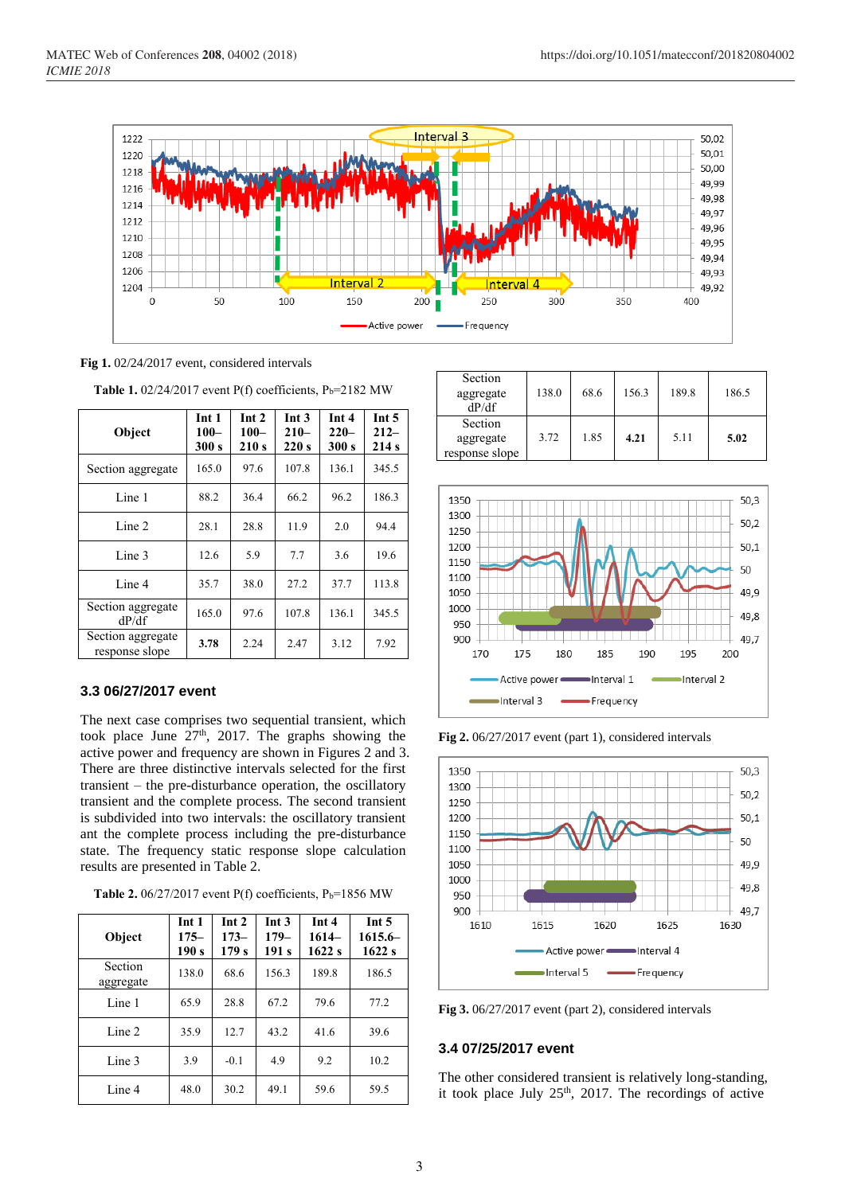Fig 1. 02/24/2017 event, considered intervals

Table 1. 02/24/2017 event P(f) coefficients, $P_b$=2182 MW

| Object | Int 1 100–300 s | Int 2 100–210 s | Int 3 210–220 s | Int 4 220–300 s | Int 5 212–214 s |
|---|---|---|---|---|---|
| Section aggregate | 165.0 | 97.6 | 107.8 | 136.1 | 345.5 |
| Line 1 | 88.2 | 36.4 | 66.2 | 96.2 | 186.3 |
| Line 2 | 28.1 | 28.8 | 11.9 | 2.0 | 94.4 |
| Line 3 | 12.6 | 5.9 | 7.7 | 3.6 | 19.6 |
| Line 4 | 35.7 | 38.0 | 27.2 | 37.7 | 113.8 |
| Section aggregate dP/df | 165.0 | 97.6 | 107.8 | 136.1 | 345.5 |
| Section aggregate response slope | **3.78** | 2.24 | 2.47 | 3.12 | 7.92 |

### 3.3 06/27/2017 event

The next case comprises two sequential transient, which took place June 27[th], 2017. The graphs showing the active power and frequency are shown in Figures 2 and 3. There are three distinctive intervals selected for the first transient – the pre-disturbance operation, the oscillatory transient and the complete process. The second transient is subdivided into two intervals: the oscillatory transient ant the complete process including the pre-disturbance state. The frequency static response slope calculation results are presented in Table 2.

Table 2. 06/27/2017 event P(f) coefficients, $P_b$=1856 MW

| Object | Int 1 175–190 s | Int 2 173–179 s | Int 3 179–191 s | Int 4 1614–1622 s | Int 5 1615.6–1622 s |
|---|---|---|---|---|---|
| Section aggregate | 138.0 | 68.6 | 156.3 | 189.8 | 186.5 |
| Line 1 | 65.9 | 28.8 | 67.2 | 79.6 | 77.2 |
| Line 2 | 35.9 | 12.7 | 43.2 | 41.6 | 39.6 |
| Line 3 | 3.9 | -0.1 | 4.9 | 9.2 | 10.2 |
| Line 4 | 48.0 | 30.2 | 49.1 | 59.6 | 59.5 |
| Section aggregate dP/df | 138.0 | 68.6 | 156.3 | 189.8 | 186.5 |
| Section aggregate response slope | 3.72 | 1.85 | **4.21** | 5.11 | **5.02** |

Fig 2. 06/27/2017 event (part 1), considered intervals

Fig 3. 06/27/2017 event (part 2), considered intervals

### 3.4 07/25/2017 event

The other considered transient is relatively long-standing, it took place July 25[th], 2017. The recordings of active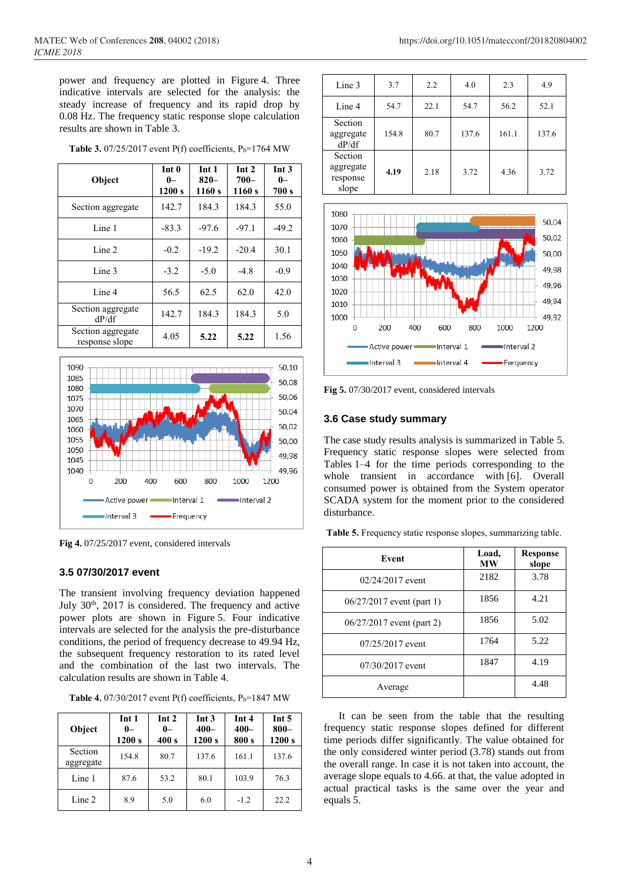power and frequency are plotted in Figure 4. Three indicative intervals are selected for the analysis: the steady increase of frequency and its rapid drop by 0.08 Hz. The frequency static response slope calculation results are shown in Table 3.

**Table 3.** 07/25/2017 event P(f) coefficients, $P_b$=1764 MW

| Object | Int 0 0–1200 s | Int 1 820–1160 s | Int 2 700–1160 s | Int 3 0–700 s |
|---|---|---|---|---|
| Section aggregate | 142.7 | 184.3 | 184.3 | 55.0 |
| Line 1 | -83.3 | -97.6 | -97.1 | -49.2 |
| Line 2 | -0.2 | -19.2 | -20.4 | 30.1 |
| Line 3 | -3.2 | -5.0 | -4.8 | -0.9 |
| Line 4 | 56.5 | 62.5 | 62.0 | 42.0 |
| Section aggregate dP/df | 142.7 | 184.3 | 184.3 | 5.0 |
| Section aggregate response slope | 4.05 | **5.22** | **5.22** | 1.56 |

**Fig 4.** 07/25/2017 event, considered intervals

### 3.5 07/30/2017 event

The transient involving frequency deviation happened July 30[th], 2017 is considered. The frequency and active power plots are shown in Figure 5. Four indicative intervals are selected for the analysis the pre-disturbance conditions, the period of frequency decrease to 49.94 Hz, the subsequent frequency restoration to its rated level and the combination of the last two intervals. The calculation results are shown in Table 4.

**Table 4.** 07/30/2017 event P(f) coefficients, $P_b$=1847 MW

| Object | Int 1 0–1200 s | Int 2 0–400 s | Int 3 400–1200 s | Int 4 400–800 s | Int 5 800–1200 s |
|---|---|---|---|---|---|
| Section aggregate | 154.8 | 80.7 | 137.6 | 161.1 | 137.6 |
| Line 1 | 87.6 | 53.2 | 80.1 | 103.9 | 76.3 |
| Line 2 | 8.9 | 5.0 | 6.0 | -1.2 | 22.2 |
| Line 3 | 3.7 | 2.2 | 4.0 | 2.3 | 4.9 |
| Line 4 | 54.7 | 22.1 | 54.7 | 56.2 | 52.1 |
| Section aggregate dP/df | 154.8 | 80.7 | 137.6 | 161.1 | 137.6 |
| Section aggregate response slope | **4.19** | 2.18 | 3.72 | 4.36 | 3.72 |

**Fig 5.** 07/30/2017 event, considered intervals

### 3.6 Case study summary

The case study results analysis is summarized in Table 5. Frequency static response slopes were selected from Tables 1–4 for the time periods corresponding to the whole transient in accordance with [6]. Overall consumed power is obtained from the System operator SCADA system for the moment prior to the considered disturbance.

**Table 5.** Frequency static response slopes, summarizing table.

| Event | Load, MW | Response slope |
|---|---|---|
| 02/24/2017 event | 2182 | 3.78 |
| 06/27/2017 event (part 1) | 1856 | 4.21 |
| 06/27/2017 event (part 2) | 1856 | 5.02 |
| 07/25/2017 event | 1764 | 5.22 |
| 07/30/2017 event | 1847 | 4.19 |
| Average | | 4.48 |

It can be seen from the table that the resulting frequency static response slopes defined for different time periods differ significantly. The value obtained for the only considered winter period (3.78) stands out from the overall range. In case it is not taken into account, the average slope equals to 4.66. at that, the value adopted in actual practical tasks is the same over the year and equals 5.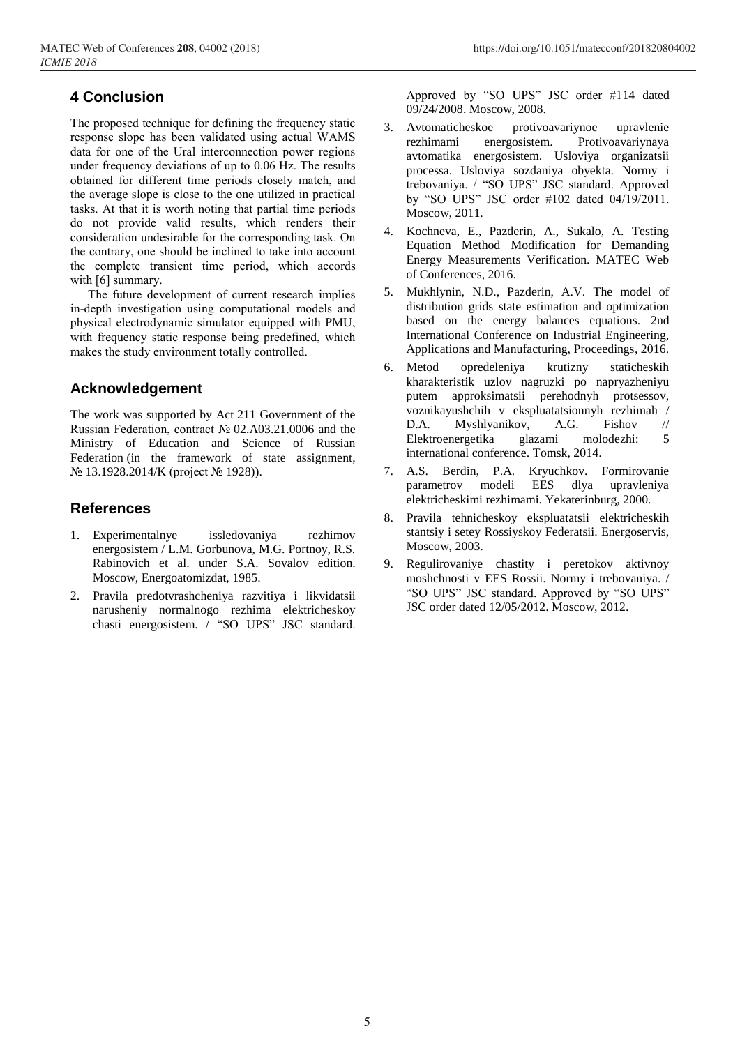## 4 Conclusion

The proposed technique for defining the frequency static response slope has been validated using actual WAMS data for one of the Ural interconnection power regions under frequency deviations of up to 0.06 Hz. The results obtained for different time periods closely match, and the average slope is close to the one utilized in practical tasks. At that it is worth noting that partial time periods do not provide valid results, which renders their consideration undesirable for the corresponding task. On the contrary, one should be inclined to take into account the complete transient time period, which accords with [6] summary.

The future development of current research implies in-depth investigation using computational models and physical electrodynamic simulator equipped with PMU, with frequency static response being predefined, which makes the study environment totally controlled.

## Acknowledgement

The work was supported by Act 211 Government of the Russian Federation, contract № 02.A03.21.0006 and the Ministry of Education and Science of Russian Federation (in the framework of state assignment, № 13.1928.2014/K (project № 1928)).

## References

1. Experimentalnye issledovaniya rezhimov energosistem / L.M. Gorbunova, M.G. Portnoy, R.S. Rabinovich et al. under S.A. Sovalov edition. Moscow, Energoatomizdat, 1985.
2. Pravila predotvrashcheniya razvitiya i likvidatsii narusheniy normalnogo rezhima elektricheskoy chasti energosistem. / "SO UPS" JSC standard. Approved by "SO UPS" JSC order #114 dated 09/24/2008. Moscow, 2008.
3. Avtomaticheskoe protivoavariynoe upravlenie rezhimami energosistem. Protivoavariynaya avtomatika energosistem. Usloviya organizatsii processa. Usloviya sozdaniya obyekta. Normy i trebovaniya. / "SO UPS" JSC standard. Approved by "SO UPS" JSC order #102 dated 04/19/2011. Moscow, 2011.
4. Kochneva, E., Pazderin, A., Sukalo, A. Testing Equation Method Modification for Demanding Energy Measurements Verification. MATEC Web of Conferences, 2016.
5. Mukhlynin, N.D., Pazderin, A.V. The model of distribution grids state estimation and optimization based on the energy balances equations. 2nd International Conference on Industrial Engineering, Applications and Manufacturing, Proceedings, 2016.
6. Metod opredeleniya krutizny staticheskih kharakteristik uzlov nagruzki po napryazheniyu putem approksimatsii perehodnyh protsessov, voznikayushchih v ekspluatatsionnyh rezhimah / D.A. Myshlyanikov, A.G. Fishov // Elektroenergetika glazami molodezhi: 5 international conference. Tomsk, 2014.
7. A.S. Berdin, P.A. Kryuchkov. Formirovanie parametrov modeli EES dlya upravleniya elektricheskimi rezhimami. Yekaterinburg, 2000.
8. Pravila tehnicheskoy ekspluatatsii elektricheskih stantsiy i setey Rossiyskoy Federatsii. Energoservis, Moscow, 2003.
9. Regulirovaniye chastity i peretokov aktivnoy moshchnosti v EES Rossii. Normy i trebovaniya. / "SO UPS" JSC standard. Approved by "SO UPS" JSC order dated 12/05/2012. Moscow, 2012.